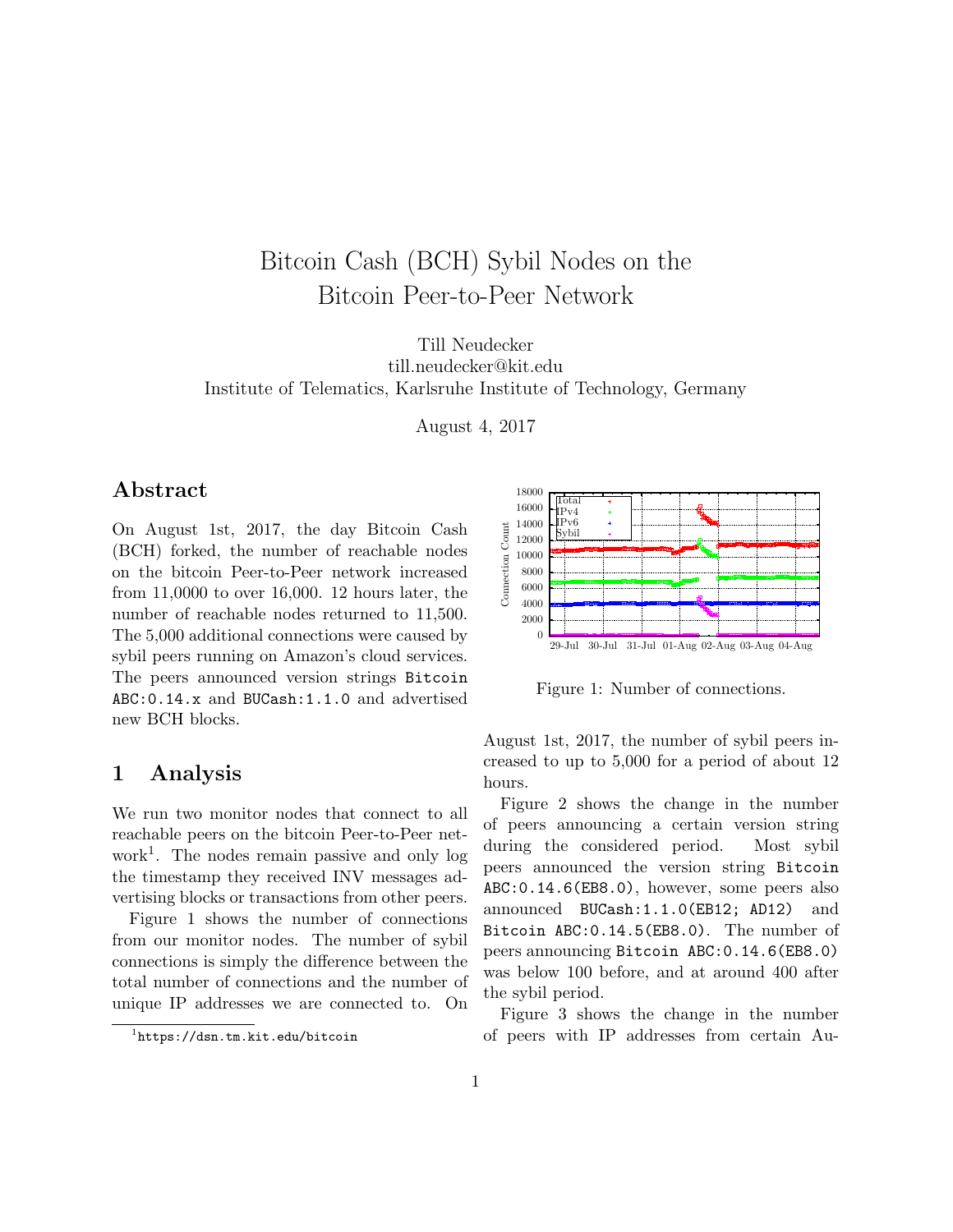# Bitcoin Cash (BCH) Sybil Nodes on the Bitcoin Peer-to-Peer Network

Till Neudecker
till.neudecker@kit.edu
Institute of Telematics, Karlsruhe Institute of Technology, Germany

August 4, 2017

## Abstract

On August 1st, 2017, the day Bitcoin Cash (BCH) forked, the number of reachable nodes on the bitcoin Peer-to-Peer network increased from 11,0000 to over 16,000. 12 hours later, the number of reachable nodes returned to 11,500. The 5,000 additional connections were caused by sybil peers running on Amazon's cloud services. The peers announced version strings `Bitcoin ABC:0.14.x` and `BUCash:1.1.0` and advertised new BCH blocks.

## 1 Analysis

We run two monitor nodes that connect to all reachable peers on the bitcoin Peer-to-Peer network[1]. The nodes remain passive and only log the timestamp they received INV messages advertising blocks or transactions from other peers.

Figure 1 shows the number of connections from our monitor nodes. The number of sybil connections is simply the difference between the total number of connections and the number of unique IP addresses we are connected to. On August 1st, 2017, the number of sybil peers increased to up to 5,000 for a period of about 12 hours.

Connection Count
18000
16000
14000
12000
10000
8000
6000
4000
2000
0
29-Jul 30-Jul 31-Jul 01-Aug 02-Aug 03-Aug 04-Aug
Total
IPv4
IPv6
Sybil

Figure 1: Number of connections.

Figure 2 shows the change in the number of peers announcing a certain version string during the considered period. Most sybil peers announced the version string `Bitcoin ABC:0.14.6(EB8.0)`, however, some peers also announced `BUCash:1.1.0(EB12; AD12)` and `Bitcoin ABC:0.14.5(EB8.0)`. The number of peers announcing `Bitcoin ABC:0.14.6(EB8.0)` was below 100 before, and at around 400 after the sybil period.

Figure 3 shows the change in the number of peers with IP addresses from certain Au-

[1] `https://dsn.tm.kit.edu/bitcoin`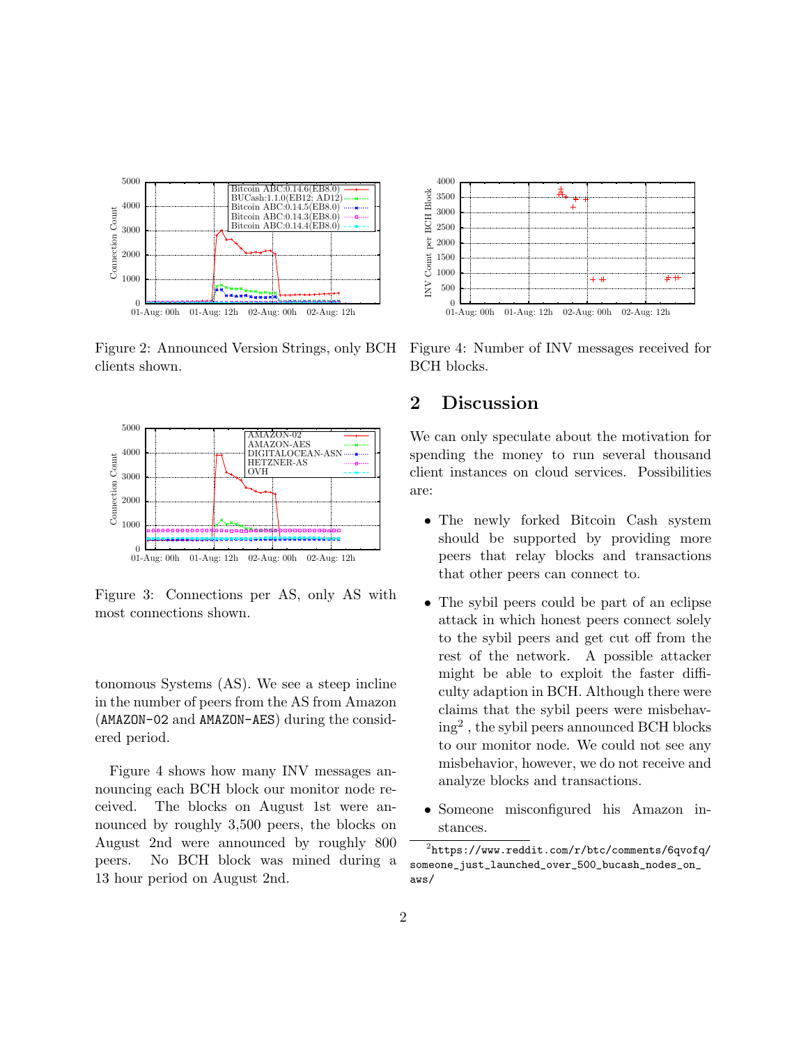5000
4000
3000
2000
1000
0
Connection Count
01-Aug: 00h 01-Aug: 12h 02-Aug: 00h 02-Aug: 12h
Bitcoin ABC:0.14.6(EB8.0)
BUCash:1.1.0(EB12; AD12)
Bitcoin ABC:0.14.5(EB8.0)
Bitcoin ABC:0.14.3(EB8.0)
Bitcoin ABC:0.14.4(EB8.0)

Figure 2: Announced Version Strings, only BCH clients shown.

5000
4000
3000
2000
1000
0
Connection Count
01-Aug: 00h 01-Aug: 12h 02-Aug: 00h 02-Aug: 12h
AMAZON-02
AMAZON-AES
DIGITALOCEAN-ASN
HETZNER-AS
OVH

Figure 3: Connections per AS, only AS with most connections shown.

tonomous Systems (AS). We see a steep incline in the number of peers from the AS from Amazon (AMAZON-02 and AMAZON-AES) during the considered period.

Figure 4 shows how many INV messages announcing each BCH block our monitor node received. The blocks on August 1st were announced by roughly 3,500 peers, the blocks on August 2nd were announced by roughly 800 peers. No BCH block was mined during a 13 hour period on August 2nd.

4000
3500
3000
2500
2000
1500
1000
500
0
INV Count per BCH Block
01-Aug: 00h 01-Aug: 12h 02-Aug: 00h 02-Aug: 12h

Figure 4: Number of INV messages received for BCH blocks.

## 2 Discussion

We can only speculate about the motivation for spending the money to run several thousand client instances on cloud services. Possibilities are:

- The newly forked Bitcoin Cash system should be supported by providing more peers that relay blocks and transactions that other peers can connect to.
- The sybil peers could be part of an eclipse attack in which honest peers connect solely to the sybil peers and get cut off from the rest of the network. A possible attacker might be able to exploit the faster difficulty adaption in BCH. Although there were claims that the sybil peers were misbehaving[2], the sybil peers announced BCH blocks to our monitor node. We could not see any misbehavior, however, we do not receive and analyze blocks and transactions.
- Someone misconfigured his Amazon instances.

[2] https://www.reddit.com/r/btc/comments/6qvofq/someone_just_launched_over_500_bucash_nodes_on_aws/